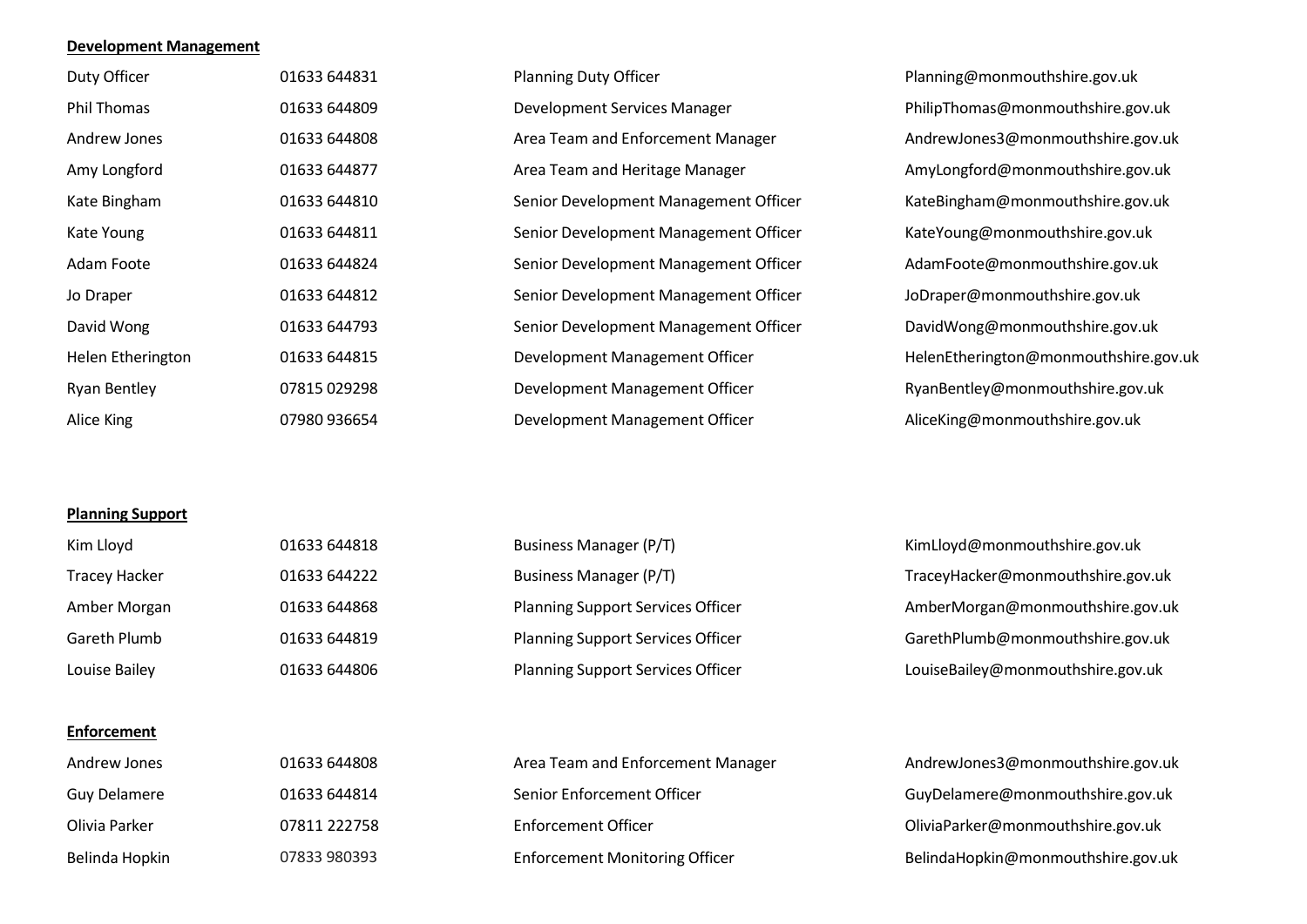**Development Management**

| | | | |
|---|---|---|---|
| Duty Officer | 01633 644831 | Planning Duty Officer | Planning@monmouthshire.gov.uk |
| Phil Thomas | 01633 644809 | Development Services Manager | PhilipThomas@monmouthshire.gov.uk |
| Andrew Jones | 01633 644808 | Area Team and Enforcement Manager | AndrewJones3@monmouthshire.gov.uk |
| Amy Longford | 01633 644877 | Area Team and Heritage Manager | AmyLongford@monmouthshire.gov.uk |
| Kate Bingham | 01633 644810 | Senior Development Management Officer | KateBingham@monmouthshire.gov.uk |
| Kate Young | 01633 644811 | Senior Development Management Officer | KateYoung@monmouthshire.gov.uk |
| Adam Foote | 01633 644824 | Senior Development Management Officer | AdamFoote@monmouthshire.gov.uk |
| Jo Draper | 01633 644812 | Senior Development Management Officer | JoDraper@monmouthshire.gov.uk |
| David Wong | 01633 644793 | Senior Development Management Officer | DavidWong@monmouthshire.gov.uk |
| Helen Etherington | 01633 644815 | Development Management Officer | HelenEtherington@monmouthshire.gov.uk |
| Ryan Bentley | 07815 029298 | Development Management Officer | RyanBentley@monmouthshire.gov.uk |
| Alice King | 07980 936654 | Development Management Officer | AliceKing@monmouthshire.gov.uk |

**Planning Support**

| | | | |
|---|---|---|---|
| Kim Lloyd | 01633 644818 | Business Manager (P/T) | KimLloyd@monmouthshire.gov.uk |
| Tracey Hacker | 01633 644222 | Business Manager (P/T) | TraceyHacker@monmouthshire.gov.uk |
| Amber Morgan | 01633 644868 | Planning Support Services Officer | AmberMorgan@monmouthshire.gov.uk |
| Gareth Plumb | 01633 644819 | Planning Support Services Officer | GarethPlumb@monmouthshire.gov.uk |
| Louise Bailey | 01633 644806 | Planning Support Services Officer | LouiseBailey@monmouthshire.gov.uk |

**Enforcement**

| | | | |
|---|---|---|---|
| Andrew Jones | 01633 644808 | Area Team and Enforcement Manager | AndrewJones3@monmouthshire.gov.uk |
| Guy Delamere | 01633 644814 | Senior Enforcement Officer | GuyDelamere@monmouthshire.gov.uk |
| Olivia Parker | 07811 222758 | Enforcement Officer | OliviaParker@monmouthshire.gov.uk |
| Belinda Hopkin | 07833 980393 | Enforcement Monitoring Officer | BelindaHopkin@monmouthshire.gov.uk |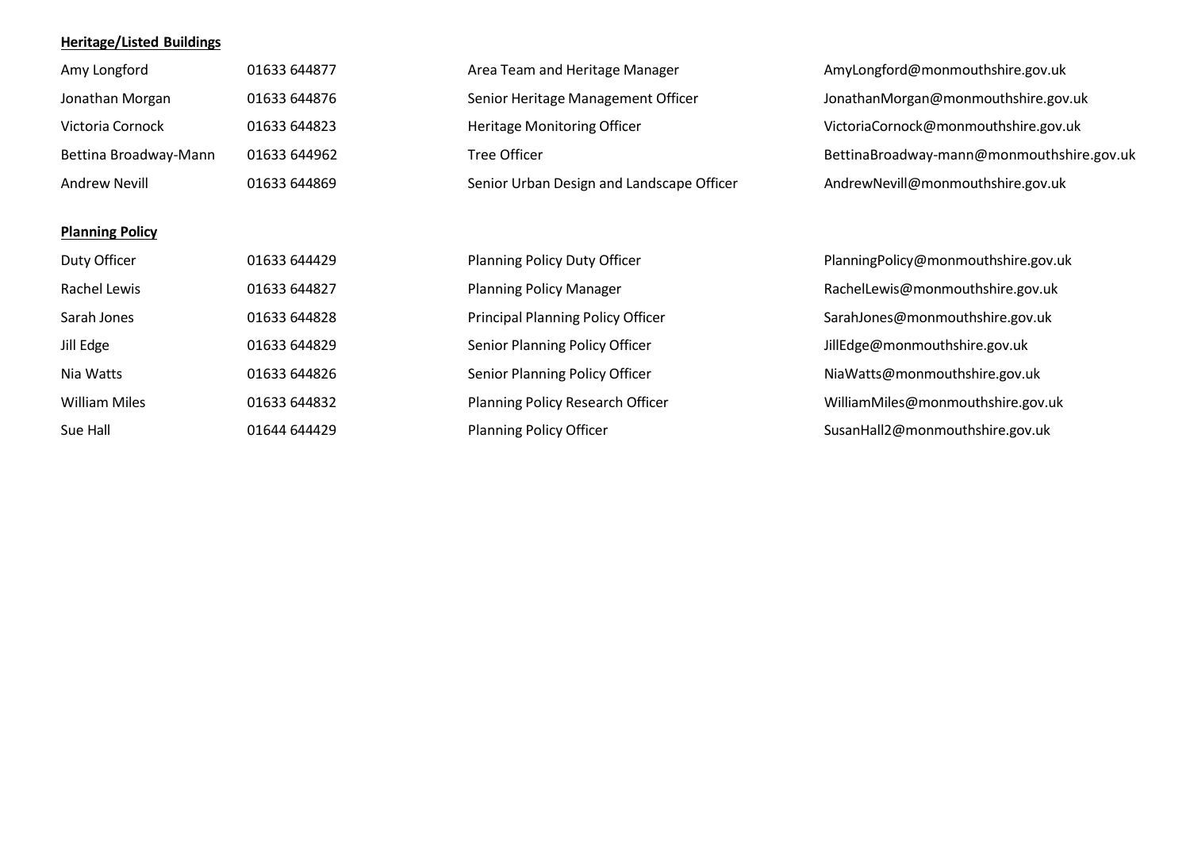**Heritage/Listed Buildings**

| | | | |
|---|---|---|---|
| Amy Longford | 01633 644877 | Area Team and Heritage Manager | AmyLongford@monmouthshire.gov.uk |
| Jonathan Morgan | 01633 644876 | Senior Heritage Management Officer | JonathanMorgan@monmouthshire.gov.uk |
| Victoria Cornock | 01633 644823 | Heritage Monitoring Officer | VictoriaCornock@monmouthshire.gov.uk |
| Bettina Broadway-Mann | 01633 644962 | Tree Officer | BettinaBroadway-mann@monmouthshire.gov.uk |
| Andrew Nevill | 01633 644869 | Senior Urban Design and Landscape Officer | AndrewNevill@monmouthshire.gov.uk |

**Planning Policy**

| | | | |
|---|---|---|---|
| Duty Officer | 01633 644429 | Planning Policy Duty Officer | PlanningPolicy@monmouthshire.gov.uk |
| Rachel Lewis | 01633 644827 | Planning Policy Manager | RachelLewis@monmouthshire.gov.uk |
| Sarah Jones | 01633 644828 | Principal Planning Policy Officer | SarahJones@monmouthshire.gov.uk |
| Jill Edge | 01633 644829 | Senior Planning Policy Officer | JillEdge@monmouthshire.gov.uk |
| Nia Watts | 01633 644826 | Senior Planning Policy Officer | NiaWatts@monmouthshire.gov.uk |
| William Miles | 01633 644832 | Planning Policy Research Officer | WilliamMiles@monmouthshire.gov.uk |
| Sue Hall | 01644 644429 | Planning Policy Officer | SusanHall2@monmouthshire.gov.uk |